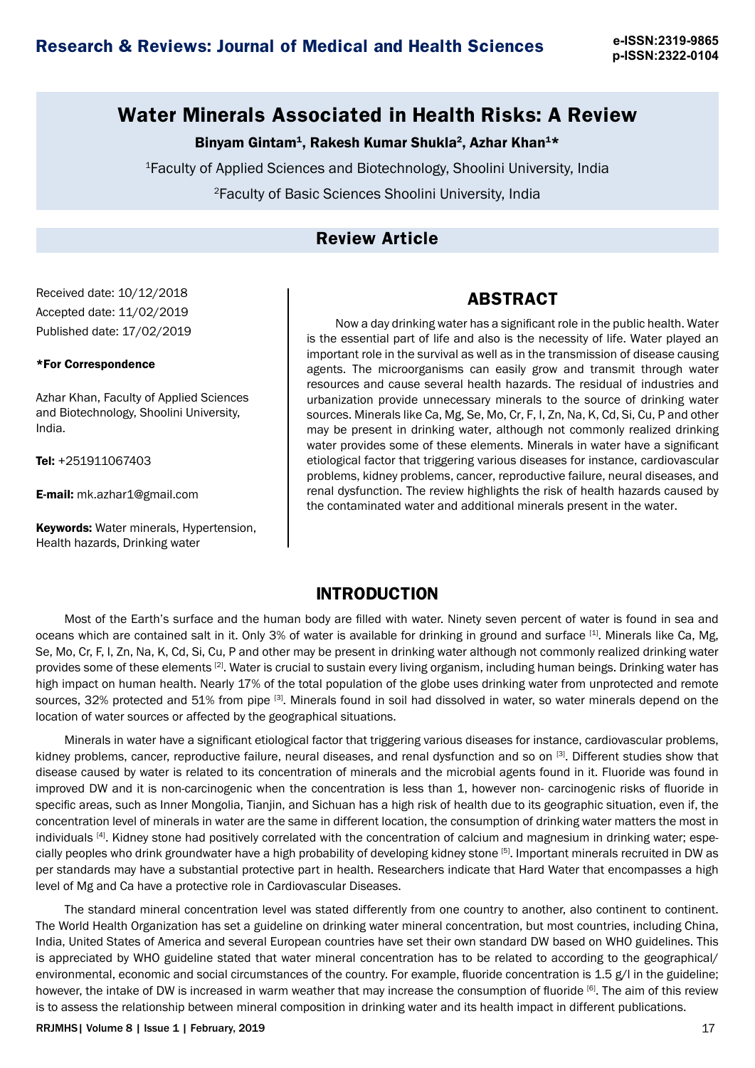# Water Minerals Associated in Health Risks: A Review

**Binyam Gintam[1], Rakesh Kumar Shukla[2], Azhar Khan[1]***

[1]Faculty of Applied Sciences and Biotechnology, Shoolini University, India

[2]Faculty of Basic Sciences Shoolini University, India

## Review Article

Received date: 10/12/2018
Accepted date: 11/02/2019
Published date: 17/02/2019

***For Correspondence**

Azhar Khan, Faculty of Applied Sciences and Biotechnology, Shoolini University, India.

**Tel:** +251911067403

**E-mail:** mk.azhar1@gmail.com

**Keywords:** Water minerals, Hypertension, Health hazards, Drinking water

## ABSTRACT

Now a day drinking water has a significant role in the public health. Water is the essential part of life and also is the necessity of life. Water played an important role in the survival as well as in the transmission of disease causing agents. The microorganisms can easily grow and transmit through water resources and cause several health hazards. The residual of industries and urbanization provide unnecessary minerals to the source of drinking water sources. Minerals like Ca, Mg, Se, Mo, Cr, F, I, Zn, Na, K, Cd, Si, Cu, P and other may be present in drinking water, although not commonly realized drinking water provides some of these elements. Minerals in water have a significant etiological factor that triggering various diseases for instance, cardiovascular problems, kidney problems, cancer, reproductive failure, neural diseases, and renal dysfunction. The review highlights the risk of health hazards caused by the contaminated water and additional minerals present in the water.

## INTRODUCTION

Most of the Earth's surface and the human body are filled with water. Ninety seven percent of water is found in sea and oceans which are contained salt in it. Only 3% of water is available for drinking in ground and surface [1]. Minerals like Ca, Mg, Se, Mo, Cr, F, I, Zn, Na, K, Cd, Si, Cu, P and other may be present in drinking water although not commonly realized drinking water provides some of these elements [2]. Water is crucial to sustain every living organism, including human beings. Drinking water has high impact on human health. Nearly 17% of the total population of the globe uses drinking water from unprotected and remote sources, 32% protected and 51% from pipe [3]. Minerals found in soil had dissolved in water, so water minerals depend on the location of water sources or affected by the geographical situations.

Minerals in water have a significant etiological factor that triggering various diseases for instance, cardiovascular problems, kidney problems, cancer, reproductive failure, neural diseases, and renal dysfunction and so on [3]. Different studies show that disease caused by water is related to its concentration of minerals and the microbial agents found in it. Fluoride was found in improved DW and it is non-carcinogenic when the concentration is less than 1, however non- carcinogenic risks of fluoride in specific areas, such as Inner Mongolia, Tianjin, and Sichuan has a high risk of health due to its geographic situation, even if, the concentration level of minerals in water are the same in different location, the consumption of drinking water matters the most in individuals [4]. Kidney stone had positively correlated with the concentration of calcium and magnesium in drinking water; especially peoples who drink groundwater have a high probability of developing kidney stone [5]. Important minerals recruited in DW as per standards may have a substantial protective part in health. Researchers indicate that Hard Water that encompasses a high level of Mg and Ca have a protective role in Cardiovascular Diseases.

The standard mineral concentration level was stated differently from one country to another, also continent to continent. The World Health Organization has set a guideline on drinking water mineral concentration, but most countries, including China, India, United States of America and several European countries have set their own standard DW based on WHO guidelines. This is appreciated by WHO guideline stated that water mineral concentration has to be related to according to the geographical/ environmental, economic and social circumstances of the country. For example, fluoride concentration is 1.5 g/l in the guideline; however, the intake of DW is increased in warm weather that may increase the consumption of fluoride [6]. The aim of this review is to assess the relationship between mineral composition in drinking water and its health impact in different publications.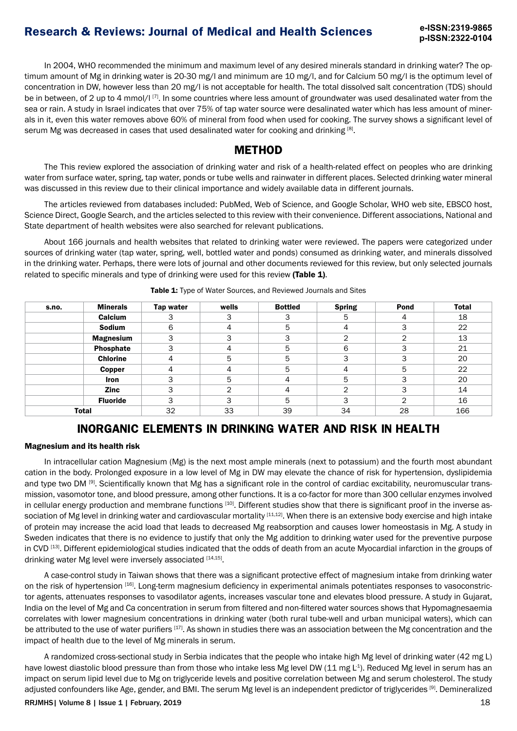In 2004, WHO recommended the minimum and maximum level of any desired minerals standard in drinking water? The optimum amount of Mg in drinking water is 20-30 mg/l and minimum are 10 mg/l, and for Calcium 50 mg/l is the optimum level of concentration in DW, however less than 20 mg/l is not acceptable for health. The total dissolved salt concentration (TDS) should be in between, of 2 up to 4 mmol/l [7]. In some countries where less amount of groundwater was used desalinated water from the sea or rain. A study in Israel indicates that over 75% of tap water source were desalinated water which has less amount of minerals in it, even this water removes above 60% of mineral from food when used for cooking. The survey shows a significant level of serum Mg was decreased in cases that used desalinated water for cooking and drinking [8].

## METHOD

The This review explored the association of drinking water and risk of a health-related effect on peoples who are drinking water from surface water, spring, tap water, ponds or tube wells and rainwater in different places. Selected drinking water mineral was discussed in this review due to their clinical importance and widely available data in different journals.

The articles reviewed from databases included: PubMed, Web of Science, and Google Scholar, WHO web site, EBSCO host, Science Direct, Google Search, and the articles selected to this review with their convenience. Different associations, National and State department of health websites were also searched for relevant publications.

About 166 journals and health websites that related to drinking water were reviewed. The papers were categorized under sources of drinking water (tap water, spring, well, bottled water and ponds) consumed as drinking water, and minerals dissolved in the drinking water. Perhaps, there were lots of journal and other documents reviewed for this review, but only selected journals related to specific minerals and type of drinking were used for this review **(Table 1)**.

**Table 1:** Type of Water Sources, and Reviewed Journals and Sites

| s.no. | Minerals | Tap water | wells | Bottled | Spring | Pond | Total |
|---|---|---|---|---|---|---|---|
| | Calcium | 3 | 3 | 3 | 5 | 4 | 18 |
| | Sodium | 6 | 4 | 5 | 4 | 3 | 22 |
| | Magnesium | 3 | 3 | 3 | 2 | 2 | 13 |
| | Phosphate | 3 | 4 | 5 | 6 | 3 | 21 |
| | Chlorine | 4 | 5 | 5 | 3 | 3 | 20 |
| | Copper | 4 | 4 | 5 | 4 | 5 | 22 |
| | Iron | 3 | 5 | 4 | 5 | 3 | 20 |
| | Zinc | 3 | 2 | 4 | 2 | 3 | 14 |
| | Fluoride | 3 | 3 | 5 | 3 | 2 | 16 |
| Total | | 32 | 33 | 39 | 34 | 28 | 166 |

## INORGANIC ELEMENTS IN DRINKING WATER AND RISK IN HEALTH

### Magnesium and its health risk

In intracellular cation Magnesium (Mg) is the next most ample minerals (next to potassium) and the fourth most abundant cation in the body. Prolonged exposure in a low level of Mg in DW may elevate the chance of risk for hypertension, dyslipidemia and type two DM [9]. Scientifically known that Mg has a significant role in the control of cardiac excitability, neuromuscular transmission, vasomotor tone, and blood pressure, among other functions. It is a co-factor for more than 300 cellular enzymes involved in cellular energy production and membrane functions [10]. Different studies show that there is significant proof in the inverse association of Mg level in drinking water and cardiovascular mortality [11,12]. When there is an extensive body exercise and high intake of protein may increase the acid load that leads to decreased Mg reabsorption and causes lower homeostasis in Mg. A study in Sweden indicates that there is no evidence to justify that only the Mg addition to drinking water used for the preventive purpose in CVD [13]. Different epidemiological studies indicated that the odds of death from an acute Myocardial infarction in the groups of drinking water Mg level were inversely associated [14,15].

A case-control study in Taiwan shows that there was a significant protective effect of magnesium intake from drinking water on the risk of hypertension [16]. Long-term magnesium deficiency in experimental animals potentiates responses to vasoconstrictor agents, attenuates responses to vasodilator agents, increases vascular tone and elevates blood pressure. A study in Gujarat, India on the level of Mg and Ca concentration in serum from filtered and non-filtered water sources shows that Hypomagnesaemia correlates with lower magnesium concentrations in drinking water (both rural tube-well and urban municipal waters), which can be attributed to the use of water purifiers [17]. As shown in studies there was an association between the Mg concentration and the impact of health due to the level of Mg minerals in serum.

A randomized cross-sectional study in Serbia indicates that the people who intake high Mg level of drinking water (42 mg L) have lowest diastolic blood pressure than from those who intake less Mg level DW (11 mg $L^{-1}$). Reduced Mg level in serum has an impact on serum lipid level due to Mg on triglyceride levels and positive correlation between Mg and serum cholesterol. The study adjusted confounders like Age, gender, and BMI. The serum Mg level is an independent predictor of triglycerides [9]. Demineralized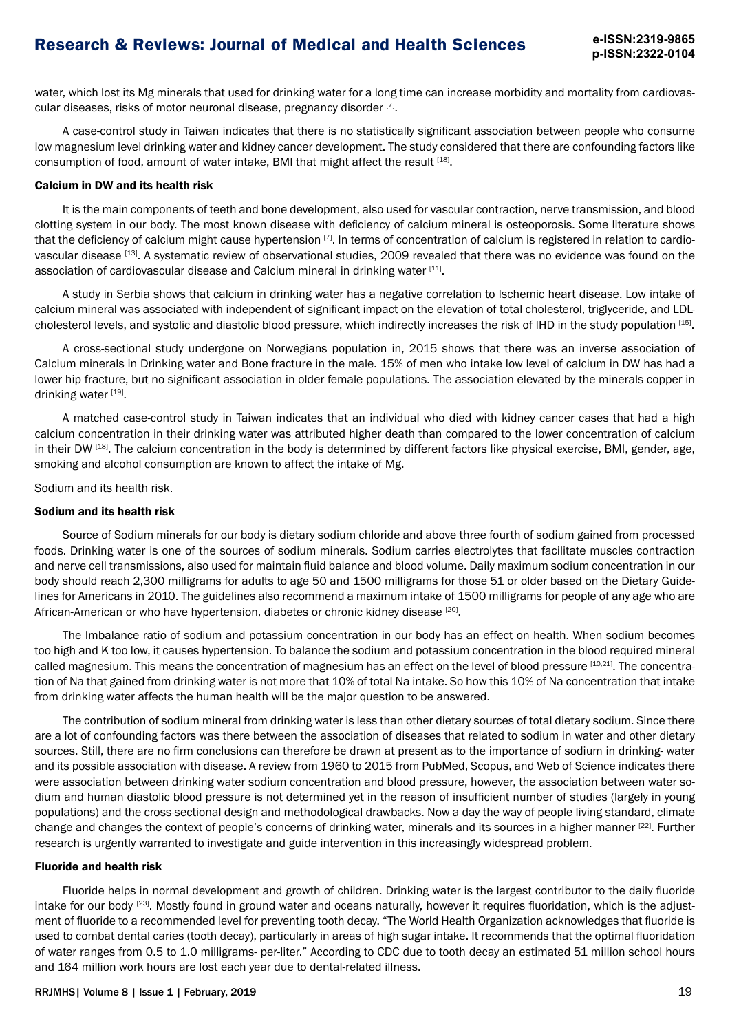water, which lost its Mg minerals that used for drinking water for a long time can increase morbidity and mortality from cardiovascular diseases, risks of motor neuronal disease, pregnancy disorder [7].

A case-control study in Taiwan indicates that there is no statistically significant association between people who consume low magnesium level drinking water and kidney cancer development. The study considered that there are confounding factors like consumption of food, amount of water intake, BMI that might affect the result [18].

### Calcium in DW and its health risk

It is the main components of teeth and bone development, also used for vascular contraction, nerve transmission, and blood clotting system in our body. The most known disease with deficiency of calcium mineral is osteoporosis. Some literature shows that the deficiency of calcium might cause hypertension [7]. In terms of concentration of calcium is registered in relation to cardiovascular disease [13]. A systematic review of observational studies, 2009 revealed that there was no evidence was found on the association of cardiovascular disease and Calcium mineral in drinking water [11].

A study in Serbia shows that calcium in drinking water has a negative correlation to Ischemic heart disease. Low intake of calcium mineral was associated with independent of significant impact on the elevation of total cholesterol, triglyceride, and LDL-cholesterol levels, and systolic and diastolic blood pressure, which indirectly increases the risk of IHD in the study population [15].

A cross-sectional study undergone on Norwegians population in, 2015 shows that there was an inverse association of Calcium minerals in Drinking water and Bone fracture in the male. 15% of men who intake low level of calcium in DW has had a lower hip fracture, but no significant association in older female populations. The association elevated by the minerals copper in drinking water [19].

A matched case-control study in Taiwan indicates that an individual who died with kidney cancer cases that had a high calcium concentration in their drinking water was attributed higher death than compared to the lower concentration of calcium in their DW [18]. The calcium concentration in the body is determined by different factors like physical exercise, BMI, gender, age, smoking and alcohol consumption are known to affect the intake of Mg.

Sodium and its health risk.

### Sodium and its health risk

Source of Sodium minerals for our body is dietary sodium chloride and above three fourth of sodium gained from processed foods. Drinking water is one of the sources of sodium minerals. Sodium carries electrolytes that facilitate muscles contraction and nerve cell transmissions, also used for maintain fluid balance and blood volume. Daily maximum sodium concentration in our body should reach 2,300 milligrams for adults to age 50 and 1500 milligrams for those 51 or older based on the Dietary Guidelines for Americans in 2010. The guidelines also recommend a maximum intake of 1500 milligrams for people of any age who are African-American or who have hypertension, diabetes or chronic kidney disease [20].

The Imbalance ratio of sodium and potassium concentration in our body has an effect on health. When sodium becomes too high and K too low, it causes hypertension. To balance the sodium and potassium concentration in the blood required mineral called magnesium. This means the concentration of magnesium has an effect on the level of blood pressure [10,21]. The concentration of Na that gained from drinking water is not more that 10% of total Na intake. So how this 10% of Na concentration that intake from drinking water affects the human health will be the major question to be answered.

The contribution of sodium mineral from drinking water is less than other dietary sources of total dietary sodium. Since there are a lot of confounding factors was there between the association of diseases that related to sodium in water and other dietary sources. Still, there are no firm conclusions can therefore be drawn at present as to the importance of sodium in drinking- water and its possible association with disease. A review from 1960 to 2015 from PubMed, Scopus, and Web of Science indicates there were association between drinking water sodium concentration and blood pressure, however, the association between water sodium and human diastolic blood pressure is not determined yet in the reason of insufficient number of studies (largely in young populations) and the cross-sectional design and methodological drawbacks. Now a day the way of people living standard, climate change and changes the context of people's concerns of drinking water, minerals and its sources in a higher manner [22]. Further research is urgently warranted to investigate and guide intervention in this increasingly widespread problem.

### Fluoride and health risk

Fluoride helps in normal development and growth of children. Drinking water is the largest contributor to the daily fluoride intake for our body [23]. Mostly found in ground water and oceans naturally, however it requires fluoridation, which is the adjustment of fluoride to a recommended level for preventing tooth decay. "The World Health Organization acknowledges that fluoride is used to combat dental caries (tooth decay), particularly in areas of high sugar intake. It recommends that the optimal fluoridation of water ranges from 0.5 to 1.0 milligrams- per-liter." According to CDC due to tooth decay an estimated 51 million school hours and 164 million work hours are lost each year due to dental-related illness.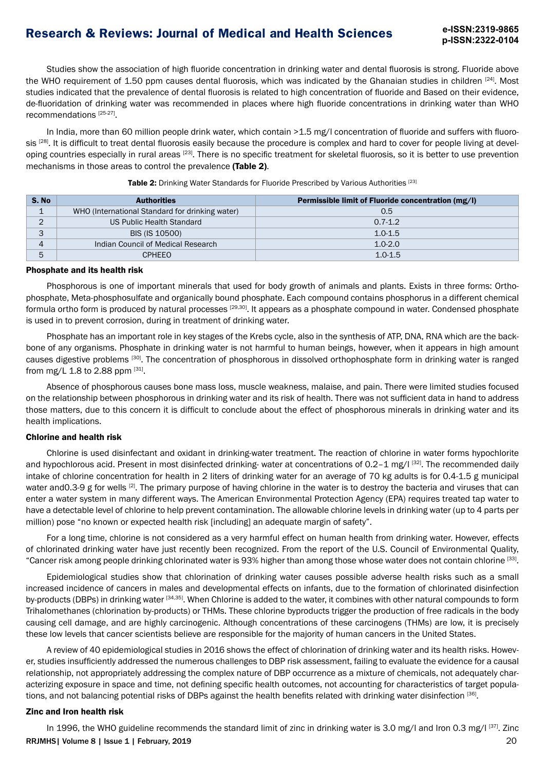Studies show the association of high fluoride concentration in drinking water and dental fluorosis is strong. Fluoride above the WHO requirement of 1.50 ppm causes dental fluorosis, which was indicated by the Ghanaian studies in children [24]. Most studies indicated that the prevalence of dental fluorosis is related to high concentration of fluoride and Based on their evidence, de-fluoridation of drinking water was recommended in places where high fluoride concentrations in drinking water than WHO recommendations [25-27].

In India, more than 60 million people drink water, which contain >1.5 mg/l concentration of fluoride and suffers with fluorosis [28]. It is difficult to treat dental fluorosis easily because the procedure is complex and hard to cover for people living at developing countries especially in rural areas [23]. There is no specific treatment for skeletal fluorosis, so it is better to use prevention mechanisms in those areas to control the prevalence **(Table 2)**.

**Table 2:** Drinking Water Standards for Fluoride Prescribed by Various Authorities [23]

| S. No | Authorities | Permissible limit of Fluoride concentration (mg/l) |
|---|---|---|
| 1 | WHO (International Standard for drinking water) | 0.5 |
| 2 | US Public Health Standard | 0.7-1.2 |
| 3 | BIS (IS 10500) | 1.0-1.5 |
| 4 | Indian Council of Medical Research | 1.0-2.0 |
| 5 | CPHEEO | 1.0-1.5 |

### Phosphate and its health risk

Phosphorous is one of important minerals that used for body growth of animals and plants. Exists in three forms: Orthophosphate, Meta-phosphosulfate and organically bound phosphate. Each compound contains phosphorus in a different chemical formula ortho form is produced by natural processes [29,30]. It appears as a phosphate compound in water. Condensed phosphate is used in to prevent corrosion, during in treatment of drinking water.

Phosphate has an important role in key stages of the Krebs cycle, also in the synthesis of ATP, DNA, RNA which are the backbone of any organisms. Phosphate in drinking water is not harmful to human beings, however, when it appears in high amount causes digestive problems [30]. The concentration of phosphorous in dissolved orthophosphate form in drinking water is ranged from mg/L 1.8 to 2.88 ppm [31].

Absence of phosphorous causes bone mass loss, muscle weakness, malaise, and pain. There were limited studies focused on the relationship between phosphorous in drinking water and its risk of health. There was not sufficient data in hand to address those matters, due to this concern it is difficult to conclude about the effect of phosphorous minerals in drinking water and its health implications.

### Chlorine and health risk

Chlorine is used disinfectant and oxidant in drinking-water treatment. The reaction of chlorine in water forms hypochlorite and hypochlorous acid. Present in most disinfected drinking- water at concentrations of 0.2–1 mg/l [32]. The recommended daily intake of chlorine concentration for health in 2 liters of drinking water for an average of 70 kg adults is for 0.4-1.5 g municipal water and0.3-9 g for wells [2]. The primary purpose of having chlorine in the water is to destroy the bacteria and viruses that can enter a water system in many different ways. The American Environmental Protection Agency (EPA) requires treated tap water to have a detectable level of chlorine to help prevent contamination. The allowable chlorine levels in drinking water (up to 4 parts per million) pose "no known or expected health risk [including] an adequate margin of safety".

For a long time, chlorine is not considered as a very harmful effect on human health from drinking water. However, effects of chlorinated drinking water have just recently been recognized. From the report of the U.S. Council of Environmental Quality, "Cancer risk among people drinking chlorinated water is 93% higher than among those whose water does not contain chlorine [33].

Epidemiological studies show that chlorination of drinking water causes possible adverse health risks such as a small increased incidence of cancers in males and developmental effects on infants, due to the formation of chlorinated disinfection by-products (DBPs) in drinking water [34,35]. When Chlorine is added to the water, it combines with other natural compounds to form Trihalomethanes (chlorination by-products) or THMs. These chlorine byproducts trigger the production of free radicals in the body causing cell damage, and are highly carcinogenic. Although concentrations of these carcinogens (THMs) are low, it is precisely these low levels that cancer scientists believe are responsible for the majority of human cancers in the United States.

A review of 40 epidemiological studies in 2016 shows the effect of chlorination of drinking water and its health risks. However, studies insufficiently addressed the numerous challenges to DBP risk assessment, failing to evaluate the evidence for a causal relationship, not appropriately addressing the complex nature of DBP occurrence as a mixture of chemicals, not adequately characterizing exposure in space and time, not defining specific health outcomes, not accounting for characteristics of target populations, and not balancing potential risks of DBPs against the health benefits related with drinking water disinfection [36].

### Zinc and Iron health risk

In 1996, the WHO guideline recommends the standard limit of zinc in drinking water is 3.0 mg/l and Iron 0.3 mg/l [37]. Zinc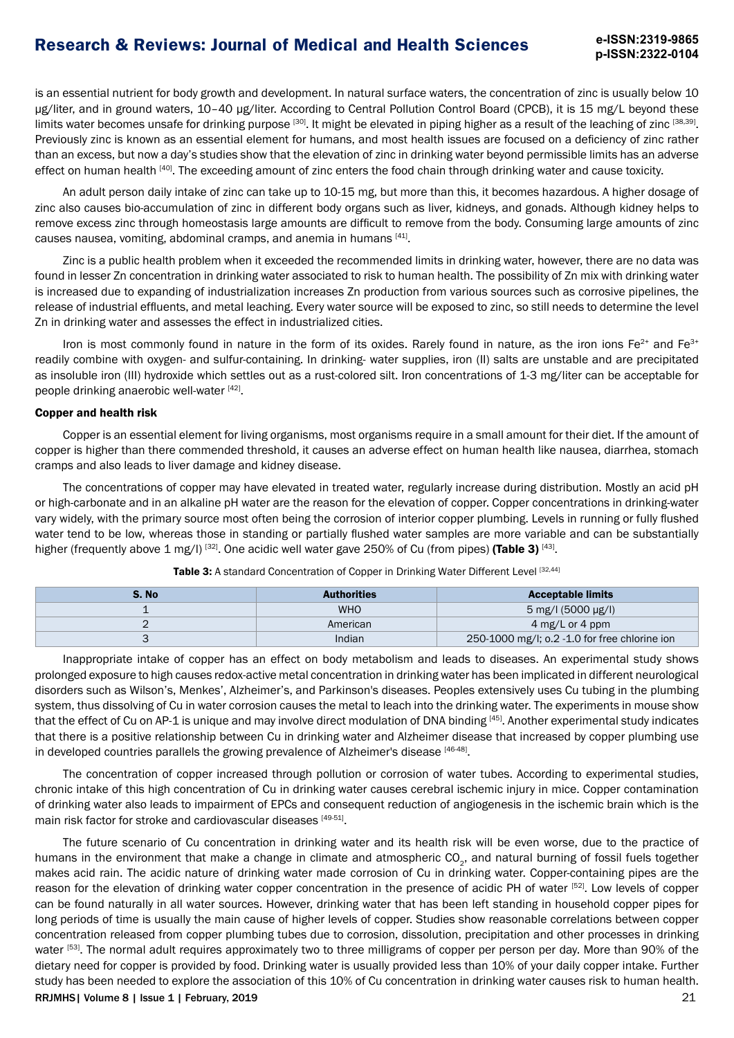is an essential nutrient for body growth and development. In natural surface waters, the concentration of zinc is usually below 10 µg/liter, and in ground waters, 10–40 µg/liter. According to Central Pollution Control Board (CPCB), it is 15 mg/L beyond these limits water becomes unsafe for drinking purpose [30]. It might be elevated in piping higher as a result of the leaching of zinc [38,39]. Previously zinc is known as an essential element for humans, and most health issues are focused on a deficiency of zinc rather than an excess, but now a day's studies show that the elevation of zinc in drinking water beyond permissible limits has an adverse effect on human health [40]. The exceeding amount of zinc enters the food chain through drinking water and cause toxicity.

An adult person daily intake of zinc can take up to 10-15 mg, but more than this, it becomes hazardous. A higher dosage of zinc also causes bio-accumulation of zinc in different body organs such as liver, kidneys, and gonads. Although kidney helps to remove excess zinc through homeostasis large amounts are difficult to remove from the body. Consuming large amounts of zinc causes nausea, vomiting, abdominal cramps, and anemia in humans [41].

Zinc is a public health problem when it exceeded the recommended limits in drinking water, however, there are no data was found in lesser Zn concentration in drinking water associated to risk to human health. The possibility of Zn mix with drinking water is increased due to expanding of industrialization increases Zn production from various sources such as corrosive pipelines, the release of industrial effluents, and metal leaching. Every water source will be exposed to zinc, so still needs to determine the level Zn in drinking water and assesses the effect in industrialized cities.

Iron is most commonly found in nature in the form of its oxides. Rarely found in nature, as the iron ions $Fe^{2+}$ and $Fe^{3+}$ readily combine with oxygen- and sulfur-containing. In drinking- water supplies, iron (II) salts are unstable and are precipitated as insoluble iron (III) hydroxide which settles out as a rust-colored silt. Iron concentrations of 1-3 mg/liter can be acceptable for people drinking anaerobic well-water [42].

**Copper and health risk**

Copper is an essential element for living organisms, most organisms require in a small amount for their diet. If the amount of copper is higher than there commended threshold, it causes an adverse effect on human health like nausea, diarrhea, stomach cramps and also leads to liver damage and kidney disease.

The concentrations of copper may have elevated in treated water, regularly increase during distribution. Mostly an acid pH or high-carbonate and in an alkaline pH water are the reason for the elevation of copper. Copper concentrations in drinking-water vary widely, with the primary source most often being the corrosion of interior copper plumbing. Levels in running or fully flushed water tend to be low, whereas those in standing or partially flushed water samples are more variable and can be substantially higher (frequently above 1 mg/l) [32]. One acidic well water gave 250% of Cu (from pipes) **(Table 3)** [43].

**Table 3:** A standard Concentration of Copper in Drinking Water Different Level [32,44]

| S. No | Authorities | Acceptable limits |
|---|---|---|
| 1 | WHO | 5 mg/l (5000 µg/l) |
| 2 | American | 4 mg/L or 4 ppm |
| 3 | Indian | 250-1000 mg/l; o.2 -1.0 for free chlorine ion |

Inappropriate intake of copper has an effect on body metabolism and leads to diseases. An experimental study shows prolonged exposure to high causes redox-active metal concentration in drinking water has been implicated in different neurological disorders such as Wilson's, Menkes', Alzheimer's, and Parkinson's diseases. Peoples extensively uses Cu tubing in the plumbing system, thus dissolving of Cu in water corrosion causes the metal to leach into the drinking water. The experiments in mouse show that the effect of Cu on AP-1 is unique and may involve direct modulation of DNA binding [45]. Another experimental study indicates that there is a positive relationship between Cu in drinking water and Alzheimer disease that increased by copper plumbing use in developed countries parallels the growing prevalence of Alzheimer's disease [46-48].

The concentration of copper increased through pollution or corrosion of water tubes. According to experimental studies, chronic intake of this high concentration of Cu in drinking water causes cerebral ischemic injury in mice. Copper contamination of drinking water also leads to impairment of EPCs and consequent reduction of angiogenesis in the ischemic brain which is the main risk factor for stroke and cardiovascular diseases [49-51].

The future scenario of Cu concentration in drinking water and its health risk will be even worse, due to the practice of humans in the environment that make a change in climate and atmospheric $CO_2$, and natural burning of fossil fuels together makes acid rain. The acidic nature of drinking water made corrosion of Cu in drinking water. Copper-containing pipes are the reason for the elevation of drinking water copper concentration in the presence of acidic PH of water [52]. Low levels of copper can be found naturally in all water sources. However, drinking water that has been left standing in household copper pipes for long periods of time is usually the main cause of higher levels of copper. Studies show reasonable correlations between copper concentration released from copper plumbing tubes due to corrosion, dissolution, precipitation and other processes in drinking water [53]. The normal adult requires approximately two to three milligrams of copper per person per day. More than 90% of the dietary need for copper is provided by food. Drinking water is usually provided less than 10% of your daily copper intake. Further study has been needed to explore the association of this 10% of Cu concentration in drinking water causes risk to human health.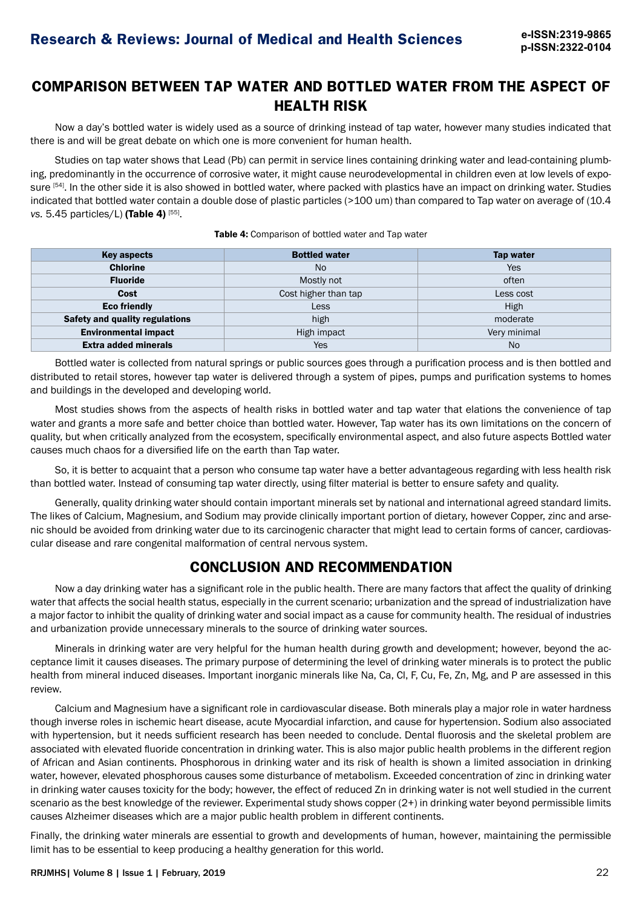## COMPARISON BETWEEN TAP WATER AND BOTTLED WATER FROM THE ASPECT OF HEALTH RISK

Now a day's bottled water is widely used as a source of drinking instead of tap water, however many studies indicated that there is and will be great debate on which one is more convenient for human health.

Studies on tap water shows that Lead (Pb) can permit in service lines containing drinking water and lead-containing plumbing, predominantly in the occurrence of corrosive water, it might cause neurodevelopmental in children even at low levels of exposure [54]. In the other side it is also showed in bottled water, where packed with plastics have an impact on drinking water. Studies indicated that bottled water contain a double dose of plastic particles (>100 um) than compared to Tap water on average of (10.4 *vs.* 5.45 particles/L) **(Table 4)** [55].

**Table 4:** Comparison of bottled water and Tap water

| Key aspects | Bottled water | Tap water |
|---|---|---|
| **Chlorine** | No | Yes |
| **Fluoride** | Mostly not | often |
| **Cost** | Cost higher than tap | Less cost |
| **Eco friendly** | Less | High |
| **Safety and quality regulations** | high | moderate |
| **Environmental impact** | High impact | Very minimal |
| **Extra added minerals** | Yes | No |

Bottled water is collected from natural springs or public sources goes through a purification process and is then bottled and distributed to retail stores, however tap water is delivered through a system of pipes, pumps and purification systems to homes and buildings in the developed and developing world.

Most studies shows from the aspects of health risks in bottled water and tap water that elations the convenience of tap water and grants a more safe and better choice than bottled water. However, Tap water has its own limitations on the concern of quality, but when critically analyzed from the ecosystem, specifically environmental aspect, and also future aspects Bottled water causes much chaos for a diversified life on the earth than Tap water.

So, it is better to acquaint that a person who consume tap water have a better advantageous regarding with less health risk than bottled water. Instead of consuming tap water directly, using filter material is better to ensure safety and quality.

Generally, quality drinking water should contain important minerals set by national and international agreed standard limits. The likes of Calcium, Magnesium, and Sodium may provide clinically important portion of dietary, however Copper, zinc and arsenic should be avoided from drinking water due to its carcinogenic character that might lead to certain forms of cancer, cardiovascular disease and rare congenital malformation of central nervous system.

## CONCLUSION AND RECOMMENDATION

Now a day drinking water has a significant role in the public health. There are many factors that affect the quality of drinking water that affects the social health status, especially in the current scenario; urbanization and the spread of industrialization have a major factor to inhibit the quality of drinking water and social impact as a cause for community health. The residual of industries and urbanization provide unnecessary minerals to the source of drinking water sources.

Minerals in drinking water are very helpful for the human health during growth and development; however, beyond the acceptance limit it causes diseases. The primary purpose of determining the level of drinking water minerals is to protect the public health from mineral induced diseases. Important inorganic minerals like Na, Ca, Cl, F, Cu, Fe, Zn, Mg, and P are assessed in this review.

Calcium and Magnesium have a significant role in cardiovascular disease. Both minerals play a major role in water hardness though inverse roles in ischemic heart disease, acute Myocardial infarction, and cause for hypertension. Sodium also associated with hypertension, but it needs sufficient research has been needed to conclude. Dental fluorosis and the skeletal problem are associated with elevated fluoride concentration in drinking water. This is also major public health problems in the different region of African and Asian continents. Phosphorous in drinking water and its risk of health is shown a limited association in drinking water, however, elevated phosphorous causes some disturbance of metabolism. Exceeded concentration of zinc in drinking water in drinking water causes toxicity for the body; however, the effect of reduced Zn in drinking water is not well studied in the current scenario as the best knowledge of the reviewer. Experimental study shows copper (2+) in drinking water beyond permissible limits causes Alzheimer diseases which are a major public health problem in different continents.

Finally, the drinking water minerals are essential to growth and developments of human, however, maintaining the permissible limit has to be essential to keep producing a healthy generation for this world.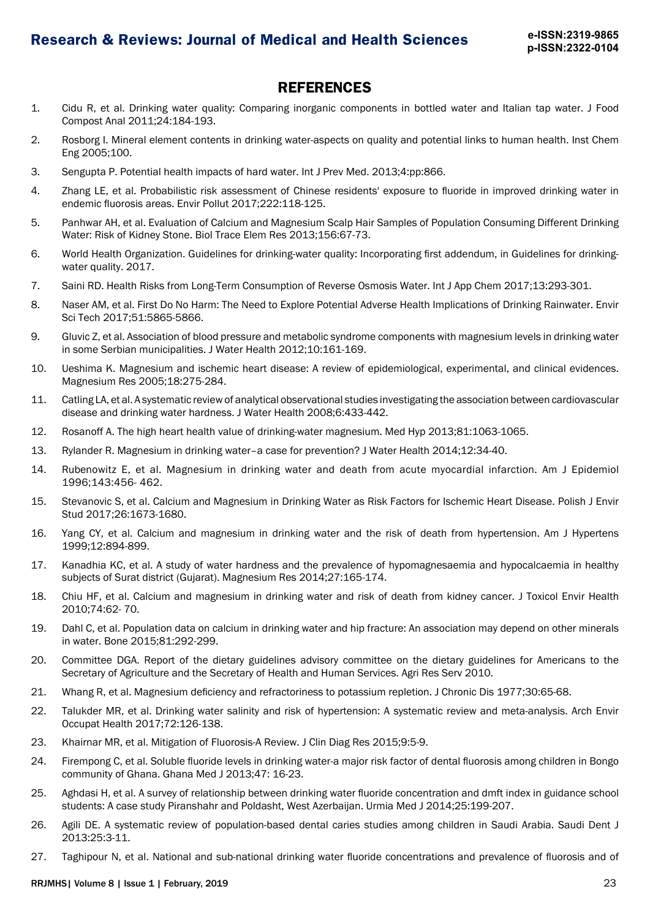## REFERENCES

1. Cidu R, et al. Drinking water quality: Comparing inorganic components in bottled water and Italian tap water. J Food Compost Anal 2011;24:184-193.
2. Rosborg I. Mineral element contents in drinking water-aspects on quality and potential links to human health. Inst Chem Eng 2005;100.
3. Sengupta P. Potential health impacts of hard water. Int J Prev Med. 2013;4:pp:866.
4. Zhang LE, et al. Probabilistic risk assessment of Chinese residents' exposure to fluoride in improved drinking water in endemic fluorosis areas. Envir Pollut 2017;222:118-125.
5. Panhwar AH, et al. Evaluation of Calcium and Magnesium Scalp Hair Samples of Population Consuming Different Drinking Water: Risk of Kidney Stone. Biol Trace Elem Res 2013;156:67-73.
6. World Health Organization. Guidelines for drinking-water quality: Incorporating first addendum, in Guidelines for drinking-water quality. 2017.
7. Saini RD. Health Risks from Long-Term Consumption of Reverse Osmosis Water. Int J App Chem 2017;13:293-301.
8. Naser AM, et al. First Do No Harm: The Need to Explore Potential Adverse Health Implications of Drinking Rainwater. Envir Sci Tech 2017;51:5865-5866.
9. Gluvic Z, et al. Association of blood pressure and metabolic syndrome components with magnesium levels in drinking water in some Serbian municipalities. J Water Health 2012;10:161-169.
10. Ueshima K. Magnesium and ischemic heart disease: A review of epidemiological, experimental, and clinical evidences. Magnesium Res 2005;18:275-284.
11. Catling LA, et al. A systematic review of analytical observational studies investigating the association between cardiovascular disease and drinking water hardness. J Water Health 2008;6:433-442.
12. Rosanoff A. The high heart health value of drinking-water magnesium. Med Hyp 2013;81:1063-1065.
13. Rylander R. Magnesium in drinking water–a case for prevention? J Water Health 2014;12:34-40.
14. Rubenowitz E, et al. Magnesium in drinking water and death from acute myocardial infarction. Am J Epidemiol 1996;143:456- 462.
15. Stevanovic S, et al. Calcium and Magnesium in Drinking Water as Risk Factors for Ischemic Heart Disease. Polish J Envir Stud 2017;26:1673-1680.
16. Yang CY, et al. Calcium and magnesium in drinking water and the risk of death from hypertension. Am J Hypertens 1999;12:894-899.
17. Kanadhia KC, et al. A study of water hardness and the prevalence of hypomagnesaemia and hypocalcaemia in healthy subjects of Surat district (Gujarat). Magnesium Res 2014;27:165-174.
18. Chiu HF, et al. Calcium and magnesium in drinking water and risk of death from kidney cancer. J Toxicol Envir Health 2010;74:62- 70.
19. Dahl C, et al. Population data on calcium in drinking water and hip fracture: An association may depend on other minerals in water. Bone 2015;81:292-299.
20. Committee DGA. Report of the dietary guidelines advisory committee on the dietary guidelines for Americans to the Secretary of Agriculture and the Secretary of Health and Human Services. Agri Res Serv 2010.
21. Whang R, et al. Magnesium deficiency and refractoriness to potassium repletion. J Chronic Dis 1977;30:65-68.
22. Talukder MR, et al. Drinking water salinity and risk of hypertension: A systematic review and meta-analysis. Arch Envir Occupat Health 2017;72:126-138.
23. Khairnar MR, et al. Mitigation of Fluorosis-A Review. J Clin Diag Res 2015;9:5-9.
24. Firempong C, et al. Soluble fluoride levels in drinking water-a major risk factor of dental fluorosis among children in Bongo community of Ghana. Ghana Med J 2013;47: 16-23.
25. Aghdasi H, et al. A survey of relationship between drinking water fluoride concentration and dmft index in guidance school students: A case study Piranshahr and Poldasht, West Azerbaijan. Urmia Med J 2014;25:199-207.
26. Agili DE. A systematic review of population-based dental caries studies among children in Saudi Arabia. Saudi Dent J 2013:25:3-11.
27. Taghipour N, et al. National and sub-national drinking water fluoride concentrations and prevalence of fluorosis and of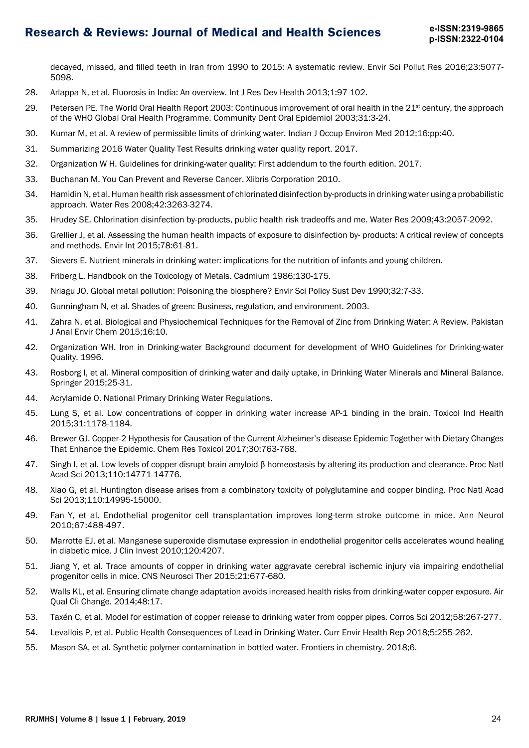decayed, missed, and filled teeth in Iran from 1990 to 2015: A systematic review. Envir Sci Pollut Res 2016;23:5077-5098.

28. Arlappa N, et al. Fluorosis in India: An overview. Int J Res Dev Health 2013;1:97-102.
29. Petersen PE. The World Oral Health Report 2003: Continuous improvement of oral health in the 21st century, the approach of the WHO Global Oral Health Programme. Community Dent Oral Epidemiol 2003;31:3-24.
30. Kumar M, et al. A review of permissible limits of drinking water. Indian J Occup Environ Med 2012;16:pp:40.
31. Summarizing 2016 Water Quality Test Results drinking water quality report. 2017.
32. Organization W H. Guidelines for drinking-water quality: First addendum to the fourth edition. 2017.
33. Buchanan M. You Can Prevent and Reverse Cancer. Xlibris Corporation 2010.
34. Hamidin N, et al. Human health risk assessment of chlorinated disinfection by-products in drinking water using a probabilistic approach. Water Res 2008;42:3263-3274.
35. Hrudey SE. Chlorination disinfection by-products, public health risk tradeoffs and me. Water Res 2009;43:2057-2092.
36. Grellier J, et al. Assessing the human health impacts of exposure to disinfection by- products: A critical review of concepts and methods. Envir Int 2015;78:61-81.
37. Sievers E. Nutrient minerals in drinking water: implications for the nutrition of infants and young children.
38. Friberg L. Handbook on the Toxicology of Metals. Cadmium 1986;130-175.
39. Nriagu JO. Global metal pollution: Poisoning the biosphere? Envir Sci Policy Sust Dev 1990;32:7-33.
40. Gunningham N, et al. Shades of green: Business, regulation, and environment. 2003.
41. Zahra N, et al. Biological and Physiochemical Techniques for the Removal of Zinc from Drinking Water: A Review. Pakistan J Anal Envir Chem 2015;16:10.
42. Organization WH. Iron in Drinking-water Background document for development of WHO Guidelines for Drinking-water Quality. 1996.
43. Rosborg I, et al. Mineral composition of drinking water and daily uptake, in Drinking Water Minerals and Mineral Balance. Springer 2015;25-31.
44. Acrylamide O. National Primary Drinking Water Regulations.
45. Lung S, et al. Low concentrations of copper in drinking water increase AP-1 binding in the brain. Toxicol Ind Health 2015;31:1178-1184.
46. Brewer GJ. Copper-2 Hypothesis for Causation of the Current Alzheimer's disease Epidemic Together with Dietary Changes That Enhance the Epidemic. Chem Res Toxicol 2017;30:763-768.
47. Singh I, et al. Low levels of copper disrupt brain amyloid-β homeostasis by altering its production and clearance. Proc Natl Acad Sci 2013;110:14771-14776.
48. Xiao G, et al. Huntington disease arises from a combinatory toxicity of polyglutamine and copper binding. Proc Natl Acad Sci 2013;110:14995-15000.
49. Fan Y, et al. Endothelial progenitor cell transplantation improves long-term stroke outcome in mice. Ann Neurol 2010;67:488-497.
50. Marrotte EJ, et al. Manganese superoxide dismutase expression in endothelial progenitor cells accelerates wound healing in diabetic mice. J Clin Invest 2010;120:4207.
51. Jiang Y, et al. Trace amounts of copper in drinking water aggravate cerebral ischemic injury via impairing endothelial progenitor cells in mice. CNS Neurosci Ther 2015;21:677-680.
52. Walls KL, et al. Ensuring climate change adaptation avoids increased health risks from drinking-water copper exposure. Air Qual Cli Change. 2014;48:17.
53. Taxén C, et al. Model for estimation of copper release to drinking water from copper pipes. Corros Sci 2012;58:267-277.
54. Levallois P, et al. Public Health Consequences of Lead in Drinking Water. Curr Envir Health Rep 2018;5:255-262.
55. Mason SA, et al. Synthetic polymer contamination in bottled water. Frontiers in chemistry. 2018;6.